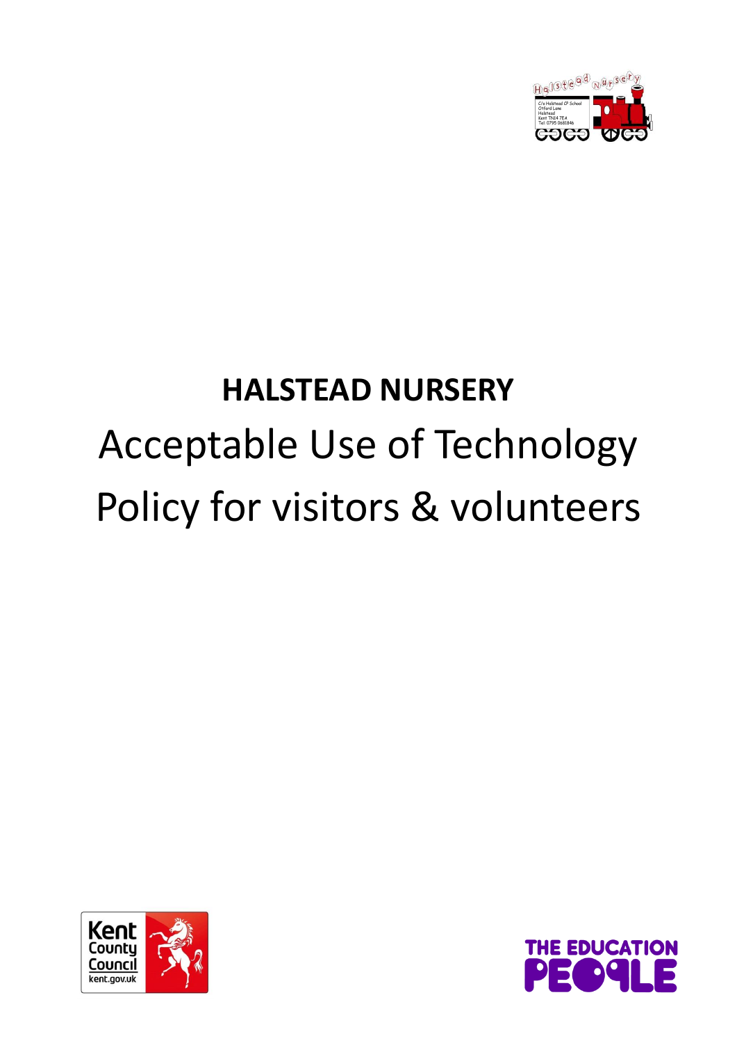# HALSTEAD NURSERY

Acceptable Use of Technology Policy for visitors & volunteers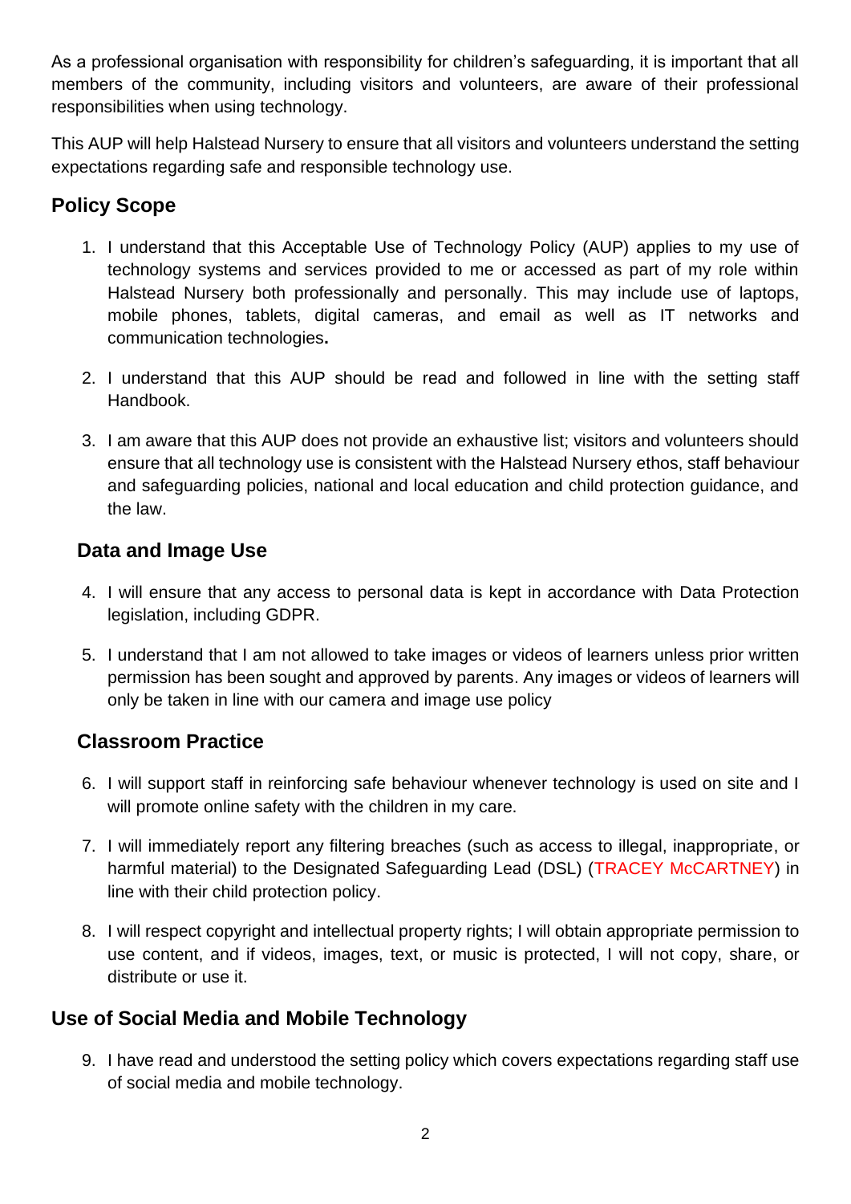As a professional organisation with responsibility for children's safeguarding, it is important that all members of the community, including visitors and volunteers, are aware of their professional responsibilities when using technology.

This AUP will help Halstead Nursery to ensure that all visitors and volunteers understand the setting expectations regarding safe and responsible technology use.

## Policy Scope

1. I understand that this Acceptable Use of Technology Policy (AUP) applies to my use of technology systems and services provided to me or accessed as part of my role within Halstead Nursery both professionally and personally. This may include use of laptops, mobile phones, tablets, digital cameras, and email as well as IT networks and communication technologies**.**

2. I understand that this AUP should be read and followed in line with the setting staff Handbook.

3. I am aware that this AUP does not provide an exhaustive list; visitors and volunteers should ensure that all technology use is consistent with the Halstead Nursery ethos, staff behaviour and safeguarding policies, national and local education and child protection guidance, and the law.

## Data and Image Use

4. I will ensure that any access to personal data is kept in accordance with Data Protection legislation, including GDPR.

5. I understand that I am not allowed to take images or videos of learners unless prior written permission has been sought and approved by parents. Any images or videos of learners will only be taken in line with our camera and image use policy

## Classroom Practice

6. I will support staff in reinforcing safe behaviour whenever technology is used on site and I will promote online safety with the children in my care.

7. I will immediately report any filtering breaches (such as access to illegal, inappropriate, or harmful material) to the Designated Safeguarding Lead (DSL) (TRACEY McCARTNEY) in line with their child protection policy.

8. I will respect copyright and intellectual property rights; I will obtain appropriate permission to use content, and if videos, images, text, or music is protected, I will not copy, share, or distribute or use it.

## Use of Social Media and Mobile Technology

9. I have read and understood the setting policy which covers expectations regarding staff use of social media and mobile technology.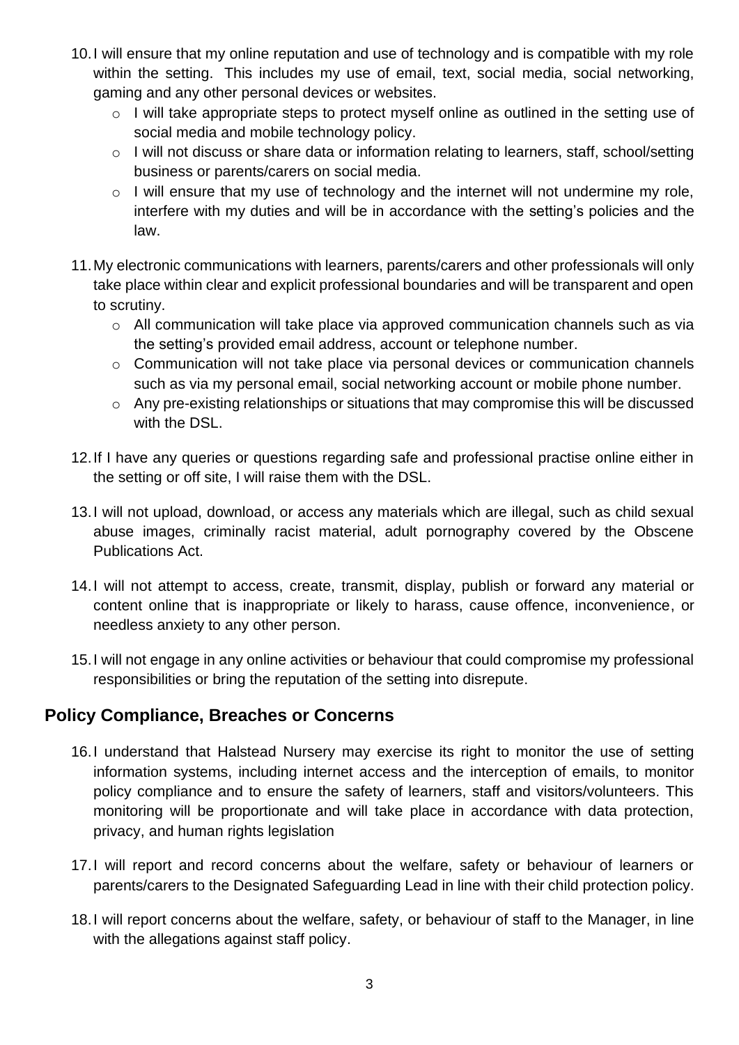10. I will ensure that my online reputation and use of technology and is compatible with my role within the setting. This includes my use of email, text, social media, social networking, gaming and any other personal devices or websites.
    - I will take appropriate steps to protect myself online as outlined in the setting use of social media and mobile technology policy.
    - I will not discuss or share data or information relating to learners, staff, school/setting business or parents/carers on social media.
    - I will ensure that my use of technology and the internet will not undermine my role, interfere with my duties and will be in accordance with the setting's policies and the law.

11. My electronic communications with learners, parents/carers and other professionals will only take place within clear and explicit professional boundaries and will be transparent and open to scrutiny.
    - All communication will take place via approved communication channels such as via the setting's provided email address, account or telephone number.
    - Communication will not take place via personal devices or communication channels such as via my personal email, social networking account or mobile phone number.
    - Any pre-existing relationships or situations that may compromise this will be discussed with the DSL.

12. If I have any queries or questions regarding safe and professional practise online either in the setting or off site, I will raise them with the DSL.

13. I will not upload, download, or access any materials which are illegal, such as child sexual abuse images, criminally racist material, adult pornography covered by the Obscene Publications Act.

14. I will not attempt to access, create, transmit, display, publish or forward any material or content online that is inappropriate or likely to harass, cause offence, inconvenience, or needless anxiety to any other person.

15. I will not engage in any online activities or behaviour that could compromise my professional responsibilities or bring the reputation of the setting into disrepute.

## Policy Compliance, Breaches or Concerns

16. I understand that Halstead Nursery may exercise its right to monitor the use of setting information systems, including internet access and the interception of emails, to monitor policy compliance and to ensure the safety of learners, staff and visitors/volunteers. This monitoring will be proportionate and will take place in accordance with data protection, privacy, and human rights legislation

17. I will report and record concerns about the welfare, safety or behaviour of learners or parents/carers to the Designated Safeguarding Lead in line with their child protection policy.

18. I will report concerns about the welfare, safety, or behaviour of staff to the Manager, in line with the allegations against staff policy.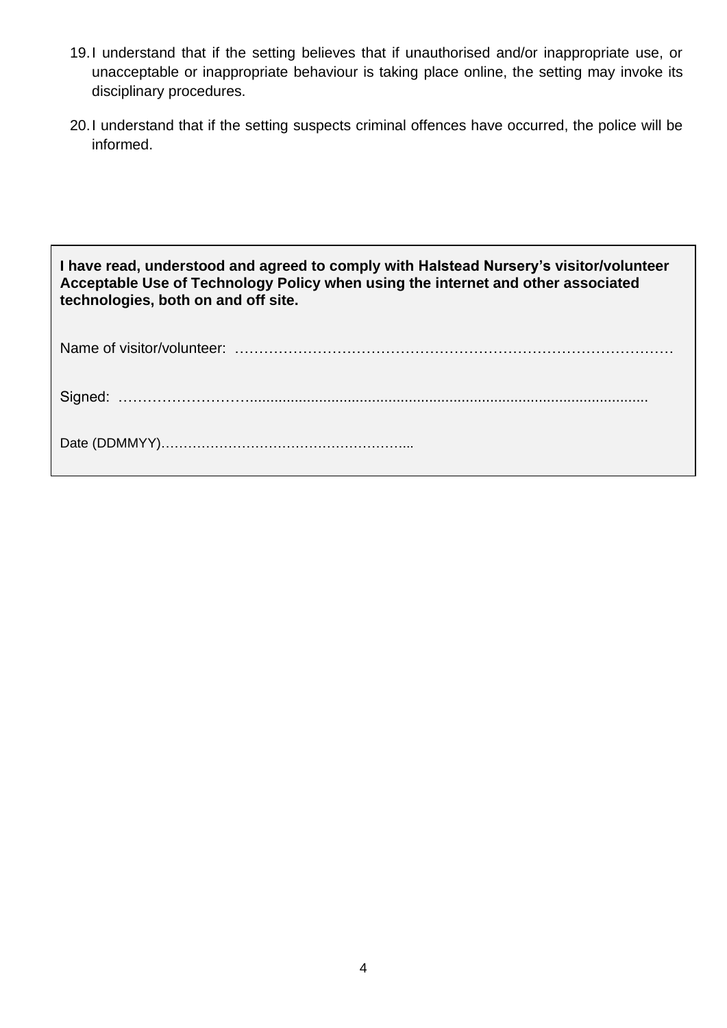19. I understand that if the setting believes that if unauthorised and/or inappropriate use, or unacceptable or inappropriate behaviour is taking place online, the setting may invoke its disciplinary procedures.

20. I understand that if the setting suspects criminal offences have occurred, the police will be informed.

**I have read, understood and agreed to comply with Halstead Nursery's visitor/volunteer Acceptable Use of Technology Policy when using the internet and other associated technologies, both on and off site.**

Name of visitor/volunteer: ………………………………………………………………………………

Signed: ……………………….................................................................................................

Date (DDMMYY)………………………………………………...